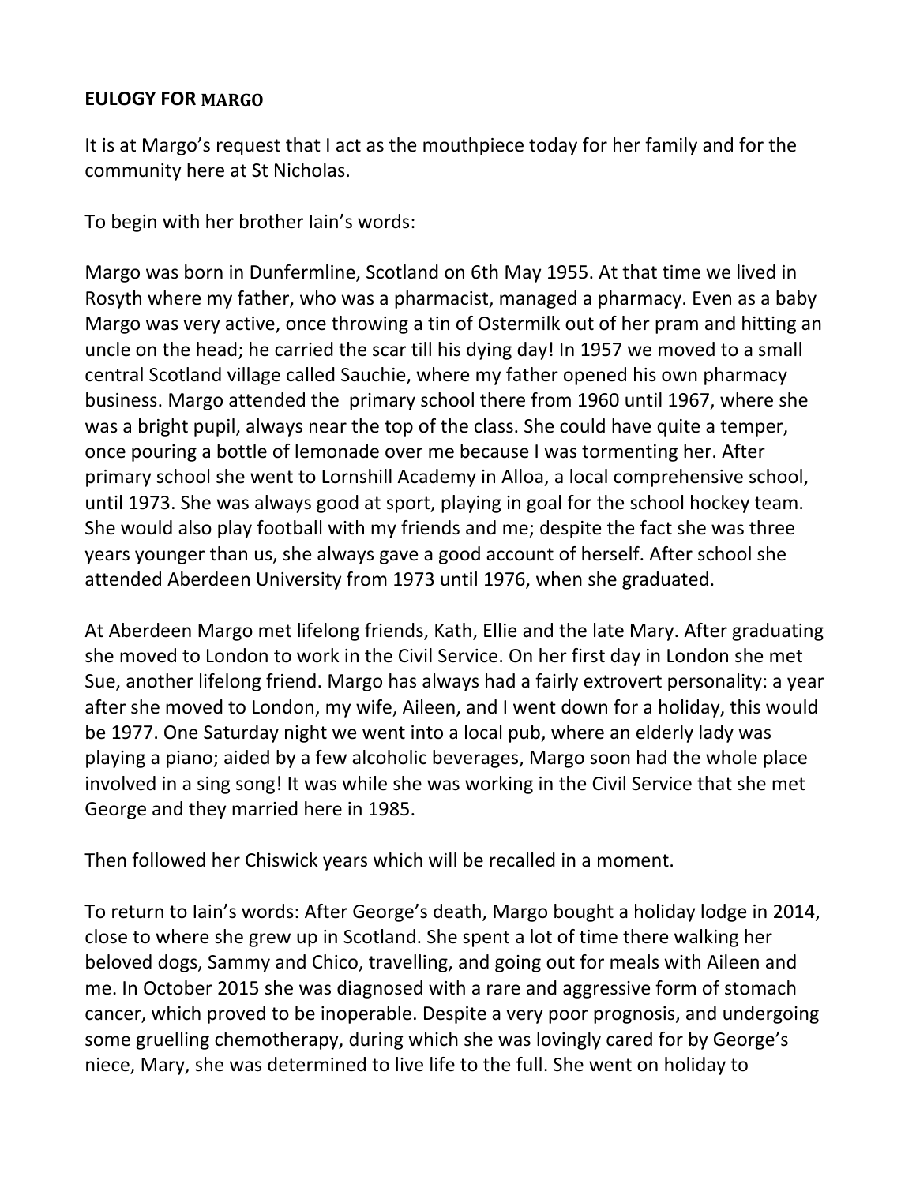**EULOGY FOR MARGO**

It is at Margo's request that I act as the mouthpiece today for her family and for the community here at St Nicholas.

To begin with her brother Iain's words:

Margo was born in Dunfermline, Scotland on 6th May 1955. At that time we lived in Rosyth where my father, who was a pharmacist, managed a pharmacy. Even as a baby Margo was very active, once throwing a tin of Ostermilk out of her pram and hitting an uncle on the head; he carried the scar till his dying day! In 1957 we moved to a small central Scotland village called Sauchie, where my father opened his own pharmacy business. Margo attended the primary school there from 1960 until 1967, where she was a bright pupil, always near the top of the class. She could have quite a temper, once pouring a bottle of lemonade over me because I was tormenting her. After primary school she went to Lornshill Academy in Alloa, a local comprehensive school, until 1973. She was always good at sport, playing in goal for the school hockey team. She would also play football with my friends and me; despite the fact she was three years younger than us, she always gave a good account of herself. After school she attended Aberdeen University from 1973 until 1976, when she graduated.

At Aberdeen Margo met lifelong friends, Kath, Ellie and the late Mary. After graduating she moved to London to work in the Civil Service. On her first day in London she met Sue, another lifelong friend. Margo has always had a fairly extrovert personality: a year after she moved to London, my wife, Aileen, and I went down for a holiday, this would be 1977. One Saturday night we went into a local pub, where an elderly lady was playing a piano; aided by a few alcoholic beverages, Margo soon had the whole place involved in a sing song! It was while she was working in the Civil Service that she met George and they married here in 1985.

Then followed her Chiswick years which will be recalled in a moment.

To return to Iain's words: After George's death, Margo bought a holiday lodge in 2014, close to where she grew up in Scotland. She spent a lot of time there walking her beloved dogs, Sammy and Chico, travelling, and going out for meals with Aileen and me. In October 2015 she was diagnosed with a rare and aggressive form of stomach cancer, which proved to be inoperable. Despite a very poor prognosis, and undergoing some gruelling chemotherapy, during which she was lovingly cared for by George's niece, Mary, she was determined to live life to the full. She went on holiday to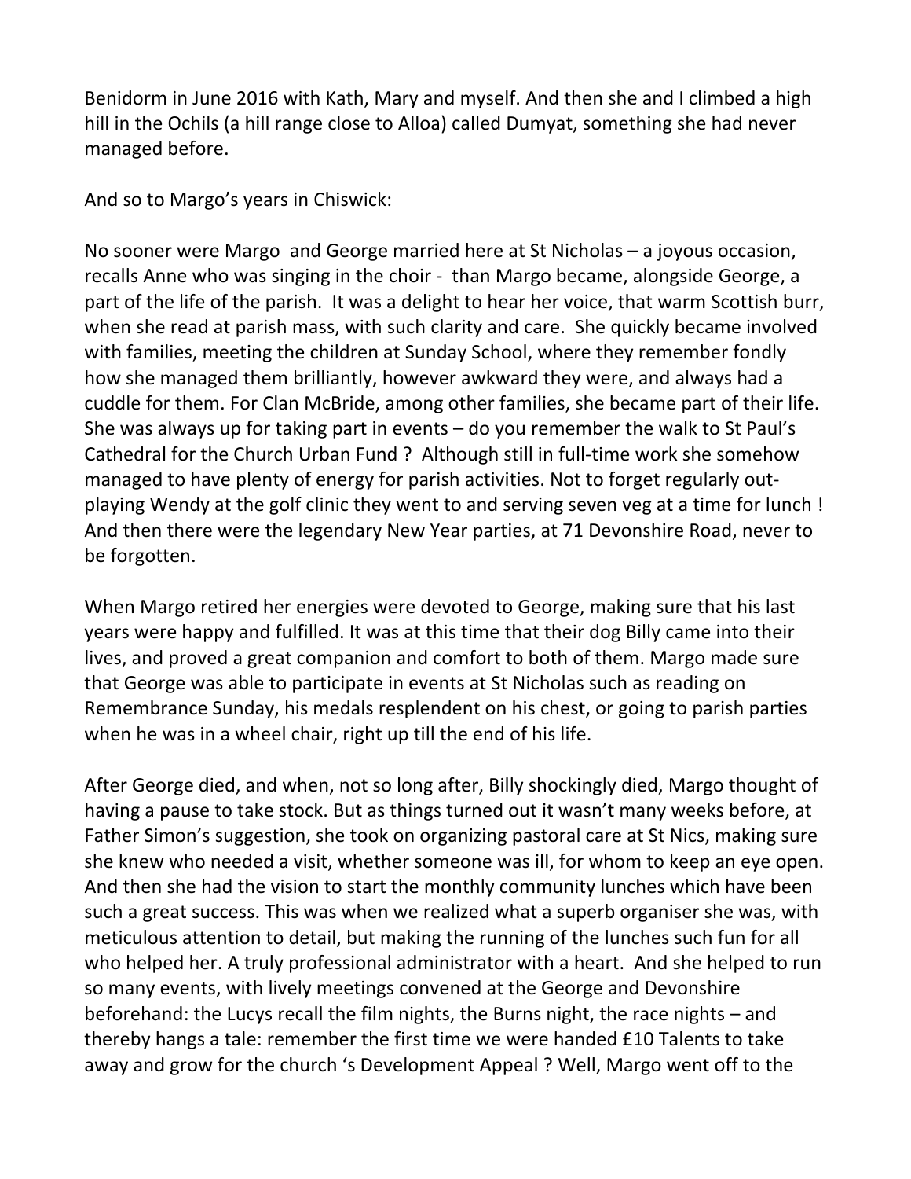Benidorm in June 2016 with Kath, Mary and myself. And then she and I climbed a high hill in the Ochils (a hill range close to Alloa) called Dumyat, something she had never managed before.

And so to Margo's years in Chiswick:

No sooner were Margo and George married here at St Nicholas – a joyous occasion, recalls Anne who was singing in the choir - than Margo became, alongside George, a part of the life of the parish. It was a delight to hear her voice, that warm Scottish burr, when she read at parish mass, with such clarity and care. She quickly became involved with families, meeting the children at Sunday School, where they remember fondly how she managed them brilliantly, however awkward they were, and always had a cuddle for them. For Clan McBride, among other families, she became part of their life. She was always up for taking part in events – do you remember the walk to St Paul's Cathedral for the Church Urban Fund ? Although still in full-time work she somehow managed to have plenty of energy for parish activities. Not to forget regularly out-playing Wendy at the golf clinic they went to and serving seven veg at a time for lunch ! And then there were the legendary New Year parties, at 71 Devonshire Road, never to be forgotten.

When Margo retired her energies were devoted to George, making sure that his last years were happy and fulfilled. It was at this time that their dog Billy came into their lives, and proved a great companion and comfort to both of them. Margo made sure that George was able to participate in events at St Nicholas such as reading on Remembrance Sunday, his medals resplendent on his chest, or going to parish parties when he was in a wheel chair, right up till the end of his life.

After George died, and when, not so long after, Billy shockingly died, Margo thought of having a pause to take stock. But as things turned out it wasn't many weeks before, at Father Simon's suggestion, she took on organizing pastoral care at St Nics, making sure she knew who needed a visit, whether someone was ill, for whom to keep an eye open. And then she had the vision to start the monthly community lunches which have been such a great success. This was when we realized what a superb organiser she was, with meticulous attention to detail, but making the running of the lunches such fun for all who helped her. A truly professional administrator with a heart. And she helped to run so many events, with lively meetings convened at the George and Devonshire beforehand: the Lucys recall the film nights, the Burns night, the race nights – and thereby hangs a tale: remember the first time we were handed £10 Talents to take away and grow for the church 's Development Appeal ? Well, Margo went off to the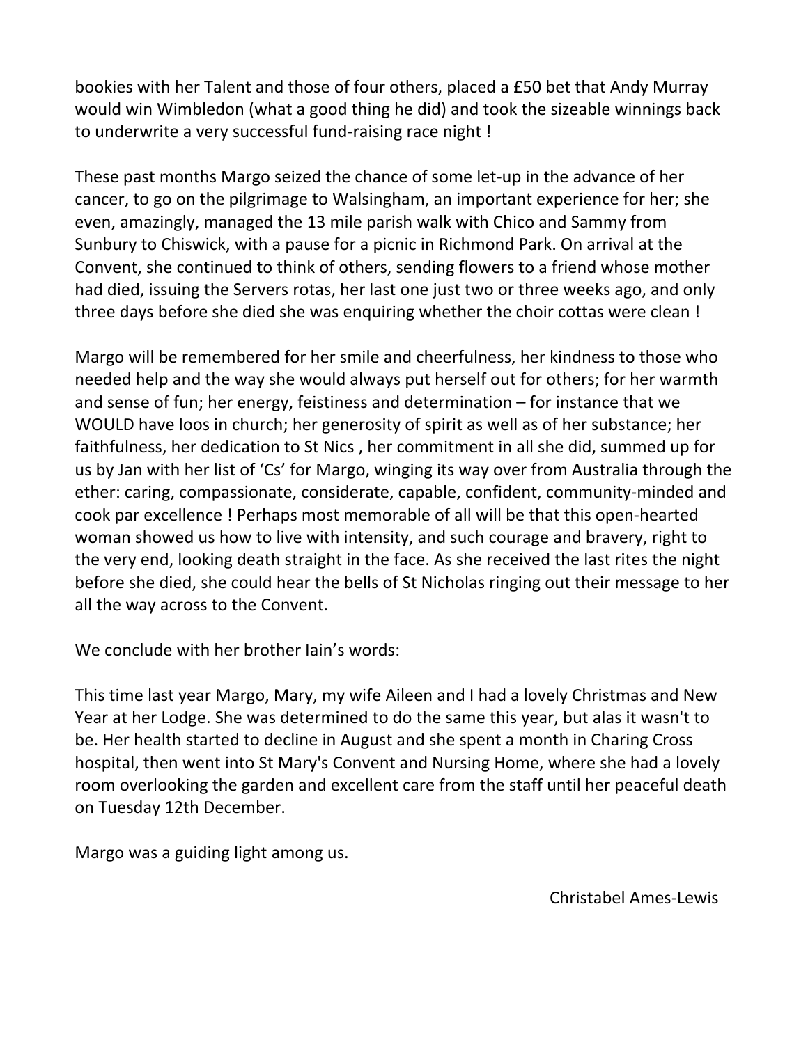bookies with her Talent and those of four others, placed a £50 bet that Andy Murray would win Wimbledon (what a good thing he did) and took the sizeable winnings back to underwrite a very successful fund-raising race night !

These past months Margo seized the chance of some let-up in the advance of her cancer, to go on the pilgrimage to Walsingham, an important experience for her; she even, amazingly, managed the 13 mile parish walk with Chico and Sammy from Sunbury to Chiswick, with a pause for a picnic in Richmond Park. On arrival at the Convent, she continued to think of others, sending flowers to a friend whose mother had died, issuing the Servers rotas, her last one just two or three weeks ago, and only three days before she died she was enquiring whether the choir cottas were clean !

Margo will be remembered for her smile and cheerfulness, her kindness to those who needed help and the way she would always put herself out for others; for her warmth and sense of fun; her energy, feistiness and determination – for instance that we WOULD have loos in church; her generosity of spirit as well as of her substance; her faithfulness, her dedication to St Nics , her commitment in all she did, summed up for us by Jan with her list of 'Cs' for Margo, winging its way over from Australia through the ether: caring, compassionate, considerate, capable, confident, community-minded and cook par excellence ! Perhaps most memorable of all will be that this open-hearted woman showed us how to live with intensity, and such courage and bravery, right to the very end, looking death straight in the face. As she received the last rites the night before she died, she could hear the bells of St Nicholas ringing out their message to her all the way across to the Convent.

We conclude with her brother Iain's words:

This time last year Margo, Mary, my wife Aileen and I had a lovely Christmas and New Year at her Lodge. She was determined to do the same this year, but alas it wasn't to be. Her health started to decline in August and she spent a month in Charing Cross hospital, then went into St Mary's Convent and Nursing Home, where she had a lovely room overlooking the garden and excellent care from the staff until her peaceful death on Tuesday 12th December.

Margo was a guiding light among us.

Christabel Ames-Lewis